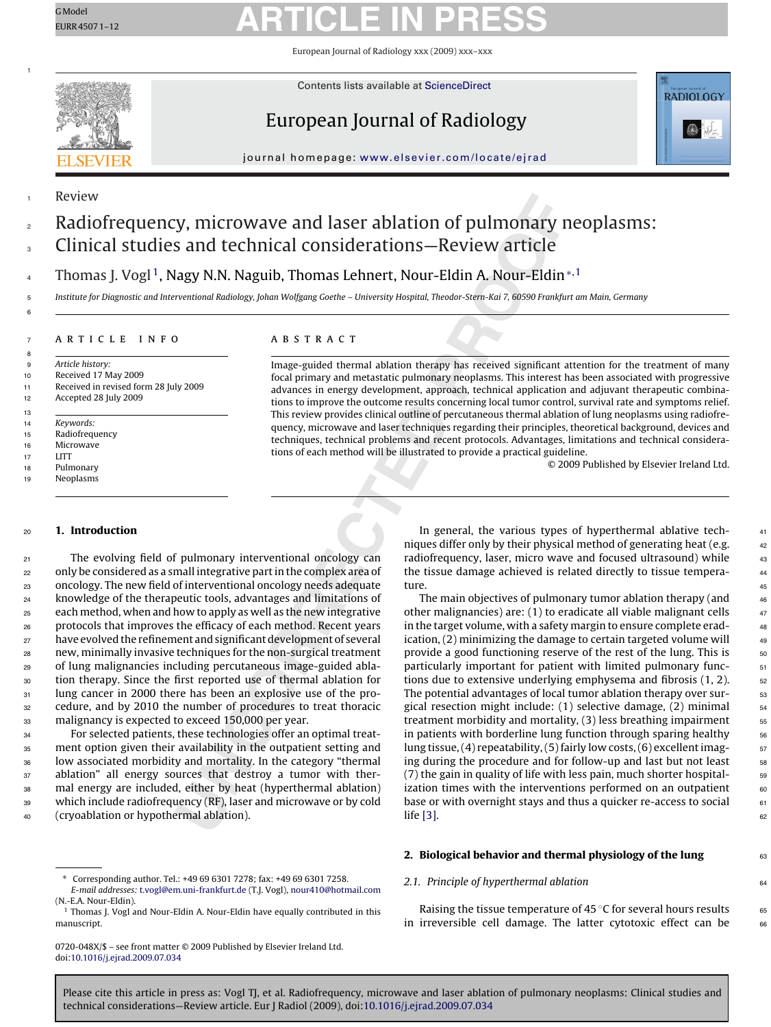Review

# Radiofrequency, microwave and laser ablation of pulmonary neoplasms: Clinical studies and technical considerations—Review article

Thomas J. Vogl[1], Nagy N.N. Naguib, Thomas Lehnert, Nour-Eldin A. Nour-Eldin*[,1]

*Institute for Diagnostic and Interventional Radiology, Johan Wolfgang Goethe – University Hospital, Theodor-Stern-Kai 7, 60590 Frankfurt am Main, Germany*

**ARTICLE INFO**

*Article history:*
Received 17 May 2009
Received in revised form 28 July 2009
Accepted 28 July 2009

*Keywords:*
Radiofrequency
Microwave
LITT
Pulmonary
Neoplasms

**ABSTRACT**

Image-guided thermal ablation therapy has received significant attention for the treatment of many focal primary and metastatic pulmonary neoplasms. This interest has been associated with progressive advances in energy development, approach, technical application and adjuvant therapeutic combinations to improve the outcome results concerning local tumor control, survival rate and symptoms relief. This review provides clinical outline of percutaneous thermal ablation of lung neoplasms using radiofrequency, microwave and laser techniques regarding their principles, theoretical background, devices and techniques, technical problems and recent protocols. Advantages, limitations and technical considerations of each method will be illustrated to provide a practical guideline.

© 2009 Published by Elsevier Ireland Ltd.

## 1. Introduction

The evolving field of pulmonary interventional oncology can only be considered as a small integrative part in the complex area of oncology. The new field of interventional oncology needs adequate knowledge of the therapeutic tools, advantages and limitations of each method, when and how to apply as well as the new integrative protocols that improves the efficacy of each method. Recent years have evolved the refinement and significant development of several new, minimally invasive techniques for the non-surgical treatment of lung malignancies including percutaneous image-guided ablation therapy. Since the first reported use of thermal ablation for lung cancer in 2000 there has been an explosive use of the procedure, and by 2010 the number of procedures to treat thoracic malignancy is expected to exceed 150,000 per year.

For selected patients, these technologies offer an optimal treatment option given their availability in the outpatient setting and low associated morbidity and mortality. In the category “thermal ablation” all energy sources that destroy a tumor with thermal energy are included, either by heat (hyperthermal ablation) which include radiofrequency (RF), laser and microwave or by cold (cryoablation or hypothermal ablation).

In general, the various types of hyperthermal ablative techniques differ only by their physical method of generating heat (e.g. radiofrequency, laser, micro wave and focused ultrasound) while the tissue damage achieved is related directly to tissue temperature.

The main objectives of pulmonary tumor ablation therapy (and other malignancies) are: (1) to eradicate all viable malignant cells in the target volume, with a safety margin to ensure complete eradication, (2) minimizing the damage to certain targeted volume will provide a good functioning reserve of the rest of the lung. This is particularly important for patient with limited pulmonary functions due to extensive underlying emphysema and fibrosis (1, 2). The potential advantages of local tumor ablation therapy over surgical resection might include: (1) selective damage, (2) minimal treatment morbidity and mortality, (3) less breathing impairment in patients with borderline lung function through sparing healthy lung tissue, (4) repeatability, (5) fairly low costs, (6) excellent imaging during the procedure and for follow-up and last but not least (7) the gain in quality of life with less pain, much shorter hospitalization times with the interventions performed on an outpatient base or with overnight stays and thus a quicker re-access to social life [3].

## 2. Biological behavior and thermal physiology of the lung

### 2.1. Principle of hyperthermal ablation

Raising the tissue temperature of 45 °C for several hours results in irreversible cell damage. The latter cytotoxic effect can be

---

* Corresponding author. Tel.: +49 69 6301 7278; fax: +49 69 6301 7258.
*E-mail addresses:* t.vogl@em.uni-frankfurt.de (T.J. Vogl), nour410@hotmail.com (N.-E.A. Nour-Eldin).
[1] Thomas J. Vogl and Nour-Eldin A. Nour-Eldin have equally contributed in this manuscript.

0720-048X/$ – see front matter © 2009 Published by Elsevier Ireland Ltd.
doi:10.1016/j.ejrad.2009.07.034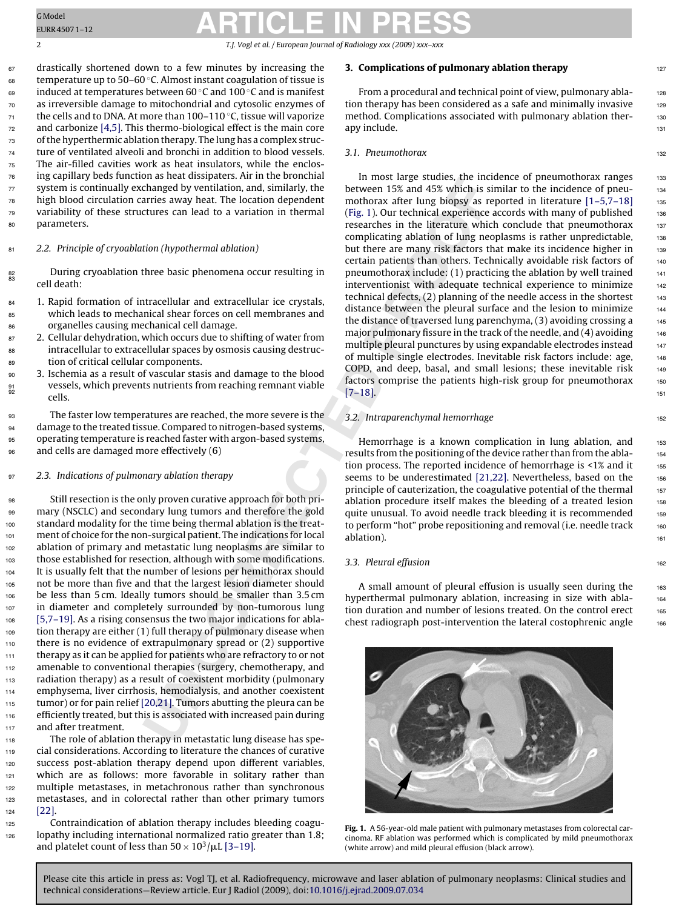drastically shortened down to a few minutes by increasing the temperature up to 50–60 °C. Almost instant coagulation of tissue is induced at temperatures between 60 °C and 100 °C and is manifest as irreversible damage to mitochondrial and cytosolic enzymes of the cells and to DNA. At more than 100–110 °C, tissue will vaporize and carbonize [4,5]. This thermo-biological effect is the main core of the hyperthermic ablation therapy. The lung has a complex structure of ventilated alveoli and bronchi in addition to blood vessels. The air-filled cavities work as heat insulators, while the enclosing capillary beds function as heat dissipaters. Air in the bronchial system is continually exchanged by ventilation, and, similarly, the high blood circulation carries away heat. The location dependent variability of these structures can lead to a variation in thermal parameters.

### 2.2. Principle of cryoablation (hypothermal ablation)

During cryoablation three basic phenomena occur resulting in cell death:

1. Rapid formation of intracellular and extracellular ice crystals, which leads to mechanical shear forces on cell membranes and organelles causing mechanical cell damage.
2. Cellular dehydration, which occurs due to shifting of water from intracellular to extracellular spaces by osmosis causing destruction of critical cellular components.
3. Ischemia as a result of vascular stasis and damage to the blood vessels, which prevents nutrients from reaching remnant viable cells.

The faster low temperatures are reached, the more severe is the damage to the treated tissue. Compared to nitrogen-based systems, operating temperature is reached faster with argon-based systems, and cells are damaged more effectively (6)

### 2.3. Indications of pulmonary ablation therapy

Still resection is the only proven curative approach for both primary (NSCLC) and secondary lung tumors and therefore the gold standard modality for the time being thermal ablation is the treatment of choice for the non-surgical patient. The indications for local ablation of primary and metastatic lung neoplasms are similar to those established for resection, although with some modifications. It is usually felt that the number of lesions per hemithorax should not be more than five and that the largest lesion diameter should be less than 5 cm. Ideally tumors should be smaller than 3.5 cm in diameter and completely surrounded by non-tumorous lung [5,7–19]. As a rising consensus the two major indications for ablation therapy are either (1) full therapy of pulmonary disease when there is no evidence of extrapulmonary spread or (2) supportive therapy as it can be applied for patients who are refractory to or not amenable to conventional therapies (surgery, chemotherapy, and radiation therapy) as a result of coexistent morbidity (pulmonary emphysema, liver cirrhosis, hemodialysis, and another coexistent tumor) or for pain relief [20,21]. Tumors abutting the pleura can be efficiently treated, but this is associated with increased pain during and after treatment.

The role of ablation therapy in metastatic lung disease has special considerations. According to literature the chances of curative success post-ablation therapy depend upon different variables, which are as follows: more favorable in solitary rather than multiple metastases, in metachronous rather than synchronous metastases, and in colorectal rather than other primary tumors [22].

Contraindication of ablation therapy includes bleeding coagulopathy including international normalized ratio greater than 1.8; and platelet count of less than $50 \times 10^3/\mu L$ [3–19].

## 3. Complications of pulmonary ablation therapy

From a procedural and technical point of view, pulmonary ablation therapy has been considered as a safe and minimally invasive method. Complications associated with pulmonary ablation therapy include.

### 3.1. Pneumothorax

In most large studies, the incidence of pneumothorax ranges between 15% and 45% which is similar to the incidence of pneumothorax after lung biopsy as reported in literature [1–5,7–18] (Fig. 1). Our technical experience accords with many of published researches in the literature which conclude that pneumothorax complicating ablation of lung neoplasms is rather unpredictable, but there are many risk factors that make its incidence higher in certain patients than others. Technically avoidable risk factors of pneumothorax include: (1) practicing the ablation by well trained interventionist with adequate technical experience to minimize technical defects, (2) planning of the needle access in the shortest distance between the pleural surface and the lesion to minimize the distance of traversed lung parenchyma, (3) avoiding crossing a major pulmonary fissure in the track of the needle, and (4) avoiding multiple pleural punctures by using expandable electrodes instead of multiple single electrodes. Inevitable risk factors include: age, COPD, and deep, basal, and small lesions; these inevitable risk factors comprise the patients high-risk group for pneumothorax [7–18].

### 3.2. Intraparenchymal hemorrhage

Hemorrhage is a known complication in lung ablation, and results from the positioning of the device rather than from the ablation process. The reported incidence of hemorrhage is <1% and it seems to be underestimated [21,22]. Nevertheless, based on the principle of cauterization, the coagulative potential of the thermal ablation procedure itself makes the bleeding of a treated lesion quite unusual. To avoid needle track bleeding it is recommended to perform "hot" probe repositioning and removal (i.e. needle track ablation).

### 3.3. Pleural effusion

A small amount of pleural effusion is usually seen during the hyperthermal pulmonary ablation, increasing in size with ablation duration and number of lesions treated. On the control erect chest radiograph post-intervention the lateral costophrenic angle

**Fig. 1.** A 56-year-old male patient with pulmonary metastases from colorectal carcinoma. RF ablation was performed which is complicated by mild pneumothorax (white arrow) and mild pleural effusion (black arrow).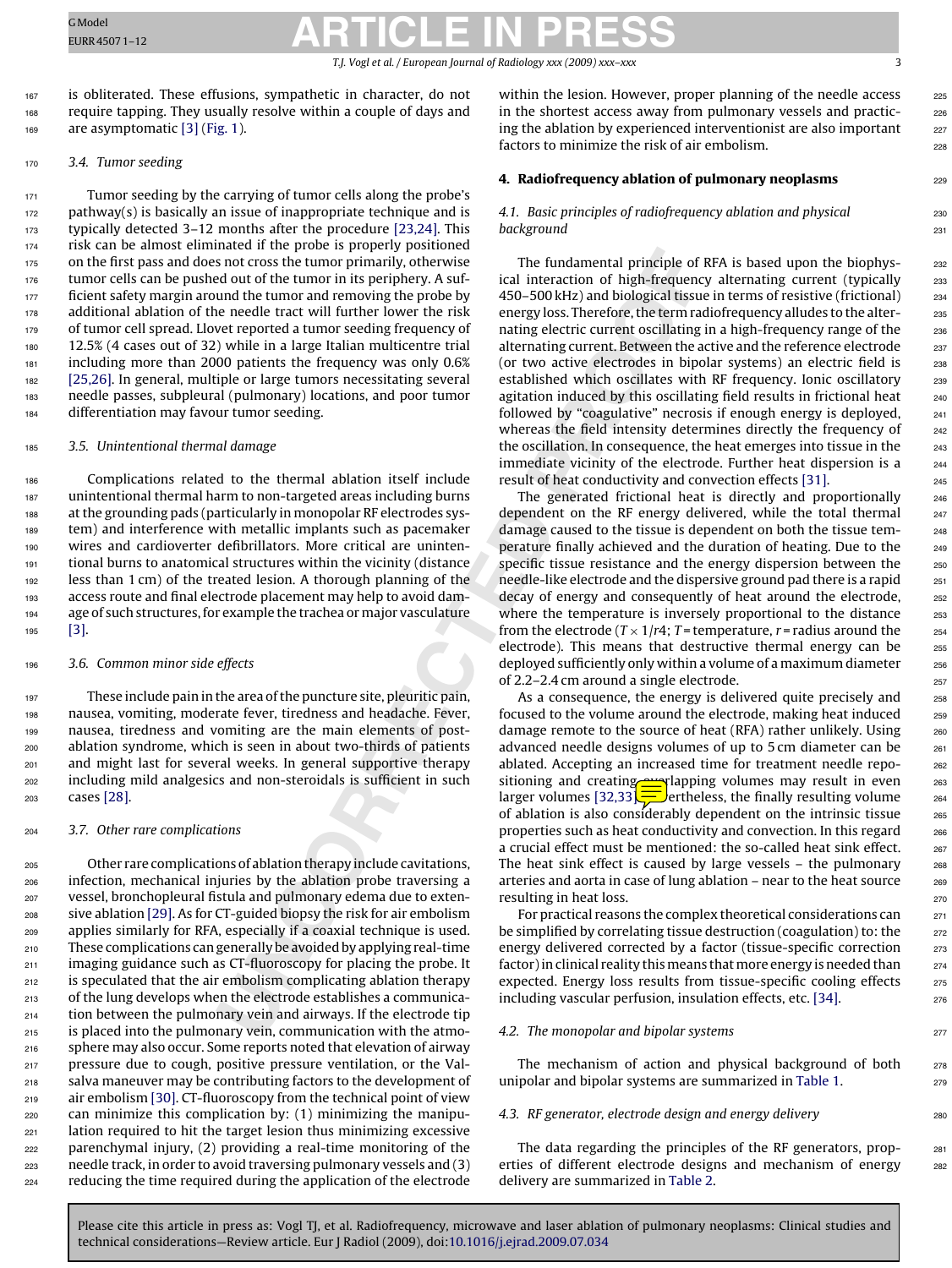is obliterated. These effusions, sympathetic in character, do not require tapping. They usually resolve within a couple of days and are asymptomatic [3] (Fig. 1).

### 3.4. Tumor seeding

Tumor seeding by the carrying of tumor cells along the probe's pathway(s) is basically an issue of inappropriate technique and is typically detected 3–12 months after the procedure [23,24]. This risk can be almost eliminated if the probe is properly positioned on the first pass and does not cross the tumor primarily, otherwise tumor cells can be pushed out of the tumor in its periphery. A sufficient safety margin around the tumor and removing the probe by additional ablation of the needle tract will further lower the risk of tumor cell spread. Llovet reported a tumor seeding frequency of 12.5% (4 cases out of 32) while in a large Italian multicentre trial including more than 2000 patients the frequency was only 0.6% [25,26]. In general, multiple or large tumors necessitating several needle passes, subpleural (pulmonary) locations, and poor tumor differentiation may favour tumor seeding.

### 3.5. Unintentional thermal damage

Complications related to the thermal ablation itself include unintentional thermal harm to non-targeted areas including burns at the grounding pads (particularly in monopolar RF electrodes system) and interference with metallic implants such as pacemaker wires and cardioverter defibrillators. More critical are unintentional burns to anatomical structures within the vicinity (distance less than 1 cm) of the treated lesion. A thorough planning of the access route and final electrode placement may help to avoid damage of such structures, for example the trachea or major vasculature [3].

### 3.6. Common minor side effects

These include pain in the area of the puncture site, pleuritic pain, nausea, vomiting, moderate fever, tiredness and headache. Fever, nausea, tiredness and vomiting are the main elements of post-ablation syndrome, which is seen in about two-thirds of patients and might last for several weeks. In general supportive therapy including mild analgesics and non-steroidals is sufficient in such cases [28].

### 3.7. Other rare complications

Other rare complications of ablation therapy include cavitations, infection, mechanical injuries by the ablation probe traversing a vessel, bronchopleural fistula and pulmonary edema due to extensive ablation [29]. As for CT-guided biopsy the risk for air embolism applies similarly for RFA, especially if a coaxial technique is used. These complications can generally be avoided by applying real-time imaging guidance such as CT-fluoroscopy for placing the probe. It is speculated that the air embolism complicating ablation therapy of the lung develops when the electrode establishes a communication between the pulmonary vein and airways. If the electrode tip is placed into the pulmonary vein, communication with the atmosphere may also occur. Some reports noted that elevation of airway pressure due to cough, positive pressure ventilation, or the Valsalva maneuver may be contributing factors to the development of air embolism [30]. CT-fluoroscopy from the technical point of view can minimize this complication by: (1) minimizing the manipulation required to hit the target lesion thus minimizing excessive parenchymal injury, (2) providing a real-time monitoring of the needle track, in order to avoid traversing pulmonary vessels and (3) reducing the time required during the application of the electrode within the lesion. However, proper planning of the needle access in the shortest access away from pulmonary vessels and practicing the ablation by experienced interventionist are also important factors to minimize the risk of air embolism.

## 4. Radiofrequency ablation of pulmonary neoplasms

### 4.1. Basic principles of radiofrequency ablation and physical background

The fundamental principle of RFA is based upon the biophysical interaction of high-frequency alternating current (typically 450–500 kHz) and biological tissue in terms of resistive (frictional) energy loss. Therefore, the term radiofrequency alludes to the alternating electric current oscillating in a high-frequency range of the alternating current. Between the active and the reference electrode (or two active electrodes in bipolar systems) an electric field is established which oscillates with RF frequency. Ionic oscillatory agitation induced by this oscillating field results in frictional heat followed by "coagulative" necrosis if enough energy is deployed, whereas the field intensity determines directly the frequency of the oscillation. In consequence, the heat emerges into tissue in the immediate vicinity of the electrode. Further heat dispersion is a result of heat conductivity and convection effects [31].

The generated frictional heat is directly and proportionally dependent on the RF energy delivered, while the total thermal damage caused to the tissue is dependent on both the tissue temperature finally achieved and the duration of heating. Due to the specific tissue resistance and the energy dispersion between the needle-like electrode and the dispersive ground pad there is a rapid decay of energy and consequently of heat around the electrode, where the temperature is inversely proportional to the distance from the electrode ($T \times 1/r4$; $T$ = temperature, $r$ = radius around the electrode). This means that destructive thermal energy can be deployed sufficiently only within a volume of a maximum diameter of 2.2–2.4 cm around a single electrode.

As a consequence, the energy is delivered quite precisely and focused to the volume around the electrode, making heat induced damage remote to the source of heat (RFA) rather unlikely. Using advanced needle designs volumes of up to 5 cm diameter can be ablated. Accepting an increased time for treatment needle repositioning and creating overlapping volumes may result in even larger volumes [32,33]. Nevertheless, the finally resulting volume of ablation is also considerably dependent on the intrinsic tissue properties such as heat conductivity and convection. In this regard a crucial effect must be mentioned: the so-called heat sink effect. The heat sink effect is caused by large vessels – the pulmonary arteries and aorta in case of lung ablation – near to the heat source resulting in heat loss.

For practical reasons the complex theoretical considerations can be simplified by correlating tissue destruction (coagulation) to: the energy delivered corrected by a factor (tissue-specific correction factor) in clinical reality this means that more energy is needed than expected. Energy loss results from tissue-specific cooling effects including vascular perfusion, insulation effects, etc. [34].

### 4.2. The monopolar and bipolar systems

The mechanism of action and physical background of both unipolar and bipolar systems are summarized in Table 1.

### 4.3. RF generator, electrode design and energy delivery

The data regarding the principles of the RF generators, properties of different electrode designs and mechanism of energy delivery are summarized in Table 2.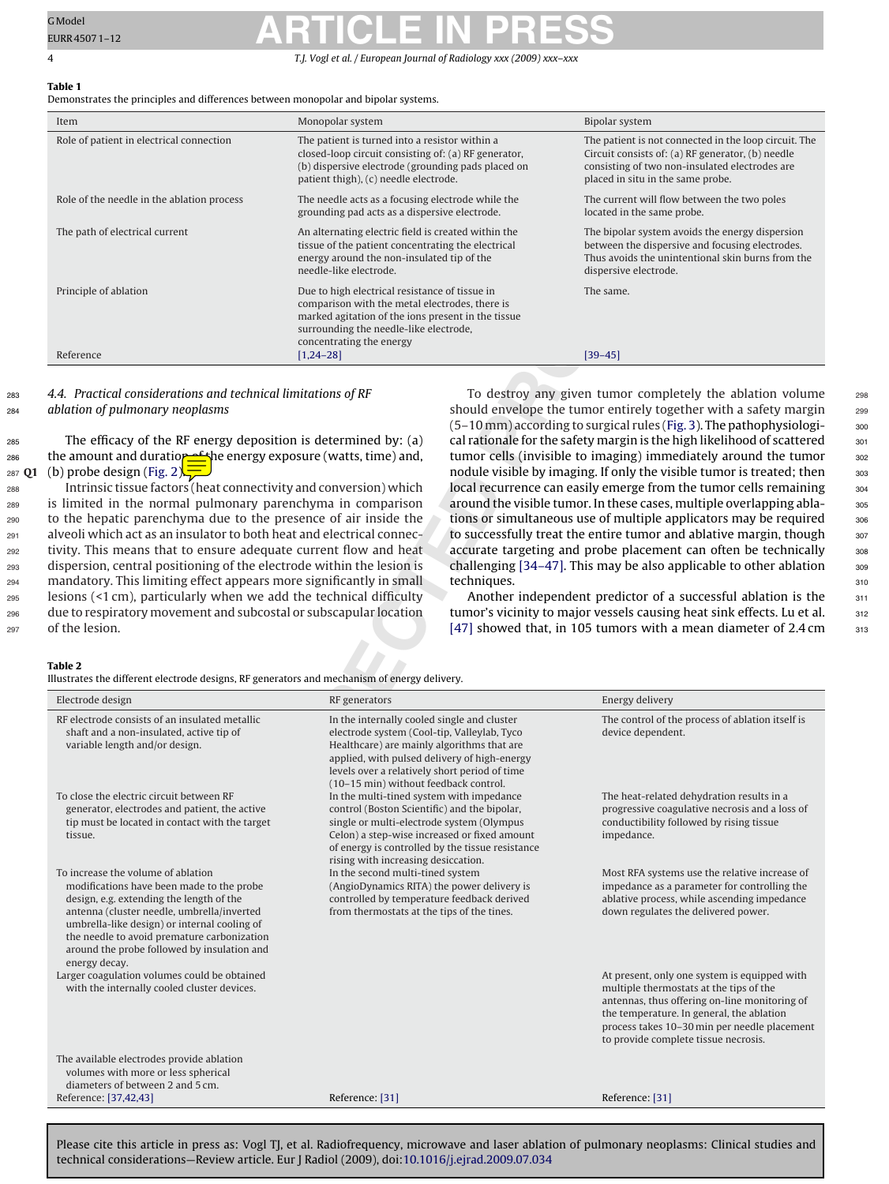**Table 1**

Demonstrates the principles and differences between monopolar and bipolar systems.

| Item | Monopolar system | Bipolar system |
|---|---|---|
| Role of patient in electrical connection | The patient is turned into a resistor within a closed-loop circuit consisting of: (a) RF generator, (b) dispersive electrode (grounding pads placed on patient thigh), (c) needle electrode. | The patient is not connected in the loop circuit. The Circuit consists of: (a) RF generator, (b) needle consisting of two non-insulated electrodes are placed in situ in the same probe. |
| Role of the needle in the ablation process | The needle acts as a focusing electrode while the grounding pad acts as a dispersive electrode. | The current will flow between the two poles located in the same probe. |
| The path of electrical current | An alternating electric field is created within the tissue of the patient concentrating the electrical energy around the non-insulated tip of the needle-like electrode. | The bipolar system avoids the energy dispersion between the dispersive and focusing electrodes. Thus avoids the unintentional skin burns from the dispersive electrode. |
| Principle of ablation | Due to high electrical resistance of tissue in comparison with the metal electrodes, there is marked agitation of the ions present in the tissue surrounding the needle-like electrode, concentrating the energy | The same. |
| Reference | [1,24–28] | [39–45] |

### 4.4. Practical considerations and technical limitations of RF ablation of pulmonary neoplasms

The efficacy of the RF energy deposition is determined by: (a) the amount and duration of the energy exposure (watts, time) and, (b) probe design (Fig. 2).

Intrinsic tissue factors (heat connectivity and conversion) which is limited in the normal pulmonary parenchyma in comparison to the hepatic parenchyma due to the presence of air inside the alveoli which act as an insulator to both heat and electrical connectivity. This means that to ensure adequate current flow and heat dispersion, central positioning of the electrode within the lesion is mandatory. This limiting effect appears more significantly in small lesions (<1 cm), particularly when we add the technical difficulty due to respiratory movement and subcostal or subscapular location of the lesion.

To destroy any given tumor completely the ablation volume should envelope the tumor entirely together with a safety margin (5–10 mm) according to surgical rules (Fig. 3). The pathophysiological rationale for the safety margin is the high likelihood of scattered tumor cells (invisible to imaging) immediately around the tumor nodule visible by imaging. If only the visible tumor is treated; then local recurrence can easily emerge from the tumor cells remaining around the visible tumor. In these cases, multiple overlapping ablations or simultaneous use of multiple applicators may be required to successfully treat the entire tumor and ablative margin, though accurate targeting and probe placement can often be technically challenging [34–47]. This may be also applicable to other ablation techniques.

Another independent predictor of a successful ablation is the tumor's vicinity to major vessels causing heat sink effects. Lu et al. [47] showed that, in 105 tumors with a mean diameter of 2.4 cm

**Table 2**

Illustrates the different electrode designs, RF generators and mechanism of energy delivery.

| Electrode design | RF generators | Energy delivery |
|---|---|---|
| RF electrode consists of an insulated metallic shaft and a non-insulated, active tip of variable length and/or design. | In the internally cooled single and cluster electrode system (Cool-tip, Valleylab, Tyco Healthcare) are mainly algorithms that are applied, with pulsed delivery of high-energy levels over a relatively short period of time (10–15 min) without feedback control. | The control of the process of ablation itself is device dependent. |
| To close the electric circuit between RF generator, electrodes and patient, the active tip must be located in contact with the target tissue. | In the multi-tined system with impedance control (Boston Scientific) and the bipolar, single or multi-electrode system (Olympus Celon) a step-wise increased or fixed amount of energy is controlled by the tissue resistance rising with increasing desiccation. | The heat-related dehydration results in a progressive coagulative necrosis and a loss of conductibility followed by rising tissue impedance. |
| To increase the volume of ablation modifications have been made to the probe design, e.g. extending the length of the antenna (cluster needle, umbrella/inverted umbrella-like design) or internal cooling of the needle to avoid premature carbonization around the probe followed by insulation and energy decay. | In the second multi-tined system (AngioDynamics RITA) the power delivery is controlled by temperature feedback derived from thermostats at the tips of the tines. | Most RFA systems use the relative increase of impedance as a parameter for controlling the ablative process, while ascending impedance down regulates the delivered power. |
| Larger coagulation volumes could be obtained with the internally cooled cluster devices. | | At present, only one system is equipped with multiple thermostats at the tips of the antennas, thus offering on-line monitoring of the temperature. In general, the ablation process takes 10–30 min per needle placement to provide complete tissue necrosis. |
| The available electrodes provide ablation volumes with more or less spherical diameters of between 2 and 5 cm. | | |
| Reference: [37,42,43] | Reference: [31] | Reference: [31] |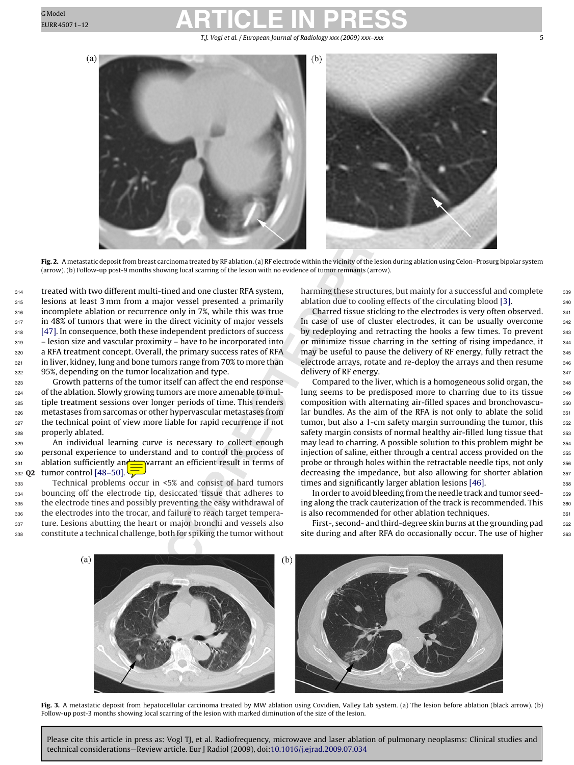Fig. 2. A metastatic deposit from breast carcinoma treated by RF ablation. (a) RF electrode within the vicinity of the lesion during ablation using Celon–Prosurg bipolar system (arrow). (b) Follow-up post-9 months showing local scarring of the lesion with no evidence of tumor remnants (arrow).

treated with two different multi-tined and one cluster RFA system, lesions at least 3 mm from a major vessel presented a primarily incomplete ablation or recurrence only in 7%, while this was true in 48% of tumors that were in the direct vicinity of major vessels [47]. In consequence, both these independent predictors of success – lesion size and vascular proximity – have to be incorporated into a RFA treatment concept. Overall, the primary success rates of RFA in liver, kidney, lung and bone tumors range from 70% to more than 95%, depending on the tumor localization and type.

Growth patterns of the tumor itself can affect the end response of the ablation. Slowly growing tumors are more amenable to multiple treatment sessions over longer periods of time. This renders metastases from sarcomas or other hypervascular metastases from the technical point of view more liable for rapid recurrence if not properly ablated.

An individual learning curve is necessary to collect enough personal experience to understand and to control the process of ablation sufficiently and to warrant an efficient result in terms of tumor control [48–50].

Technical problems occur in <5% and consist of hard tumors bouncing off the electrode tip, desiccated tissue that adheres to the electrode tines and possibly preventing the easy withdrawal of the electrodes into the trocar, and failure to reach target temperature. Lesions abutting the heart or major bronchi and vessels also constitute a technical challenge, both for spiking the tumor without harming these structures, but mainly for a successful and complete ablation due to cooling effects of the circulating blood [3].

Charred tissue sticking to the electrodes is very often observed. In case of use of cluster electrodes, it can be usually overcome by redeploying and retracting the hooks a few times. To prevent or minimize tissue charring in the setting of rising impedance, it may be useful to pause the delivery of RF energy, fully retract the electrode arrays, rotate and re-deploy the arrays and then resume delivery of RF energy.

Compared to the liver, which is a homogeneous solid organ, the lung seems to be predisposed more to charring due to its tissue composition with alternating air-filled spaces and bronchovascular bundles. As the aim of the RFA is not only to ablate the solid tumor, but also a 1-cm safety margin surrounding the tumor, this safety margin consists of normal healthy air-filled lung tissue that may lead to charring. A possible solution to this problem might be injection of saline, either through a central access provided on the probe or through holes within the retractable needle tips, not only decreasing the impedance, but also allowing for shorter ablation times and significantly larger ablation lesions [46].

In order to avoid bleeding from the needle track and tumor seeding along the track cauterization of the track is recommended. This is also recommended for other ablation techniques.

First-, second- and third-degree skin burns at the grounding pad site during and after RFA do occasionally occur. The use of higher

Fig. 3. A metastatic deposit from hepatocellular carcinoma treated by MW ablation using Covidien, Valley Lab system. (a) The lesion before ablation (black arrow). (b) Follow-up post-3 months showing local scarring of the lesion with marked diminution of the size of the lesion.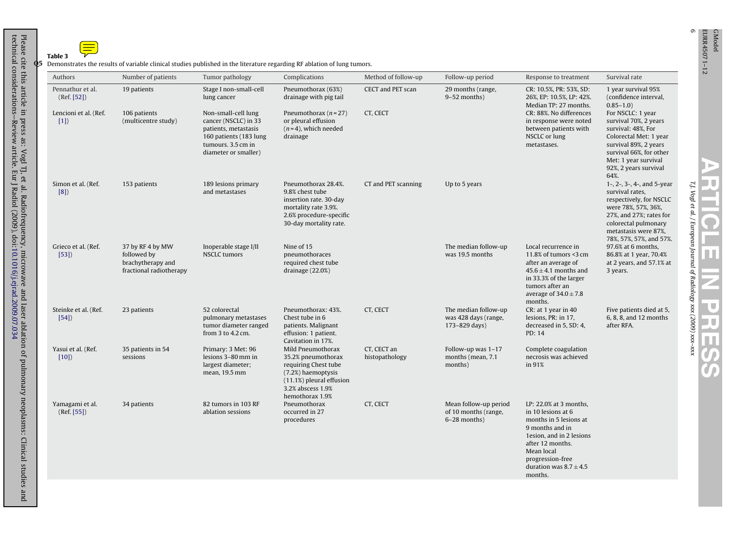**Table 3**

Demonstrates the results of variable clinical studies published in the literature regarding RF ablation of lung tumors.

| Authors | Number of patients | Tumor pathology | Complications | Method of follow-up | Follow-up period | Response to treatment | Survival rate |
|---|---|---|---|---|---|---|---|
| Pennathur et al. (Ref. [52]) | 19 patients | Stage I non-small-cell lung cancer | Pneumothorax (63%) drainage with pig tail | CECT and PET scan | 29 months (range, 9–52 months) | CR: 10.5%, PR: 53%, SD: 26%, EP: 10.5%, LP: 42%. Median TP: 27 months. | 1 year survival 95% (confidence interval, 0.85–1.0) |
| Lencioni et al. (Ref. [1]) | 106 patients (multicentre study) | Non-small-cell lung cancer (NSCLC) in 33 patients, metastasis 160 patients (183 lung tumours. 3.5 cm in diameter or smaller) | Pneumothorax ($n$ = 27) or pleural effusion ($n$ = 4), which needed drainage | CT, CECT | | CR: 88%. No differences in response were noted between patients with NSCLC or lung metastases. | For NSCLC: 1 year survival 70%, 2 years survival: 48%, For Colorectal Met: 1 year survival 89%, 2 years survival 66%, for other Met: 1 year survival 92%, 2 years survival 64%. |
| Simon et al. (Ref. [8]) | 153 patients | 189 lesions primary and metastases | Pneumothorax 28.4%. 9.8% chest tube insertion rate. 30-day mortality rate 3.9%. 2.6% procedure-specific 30-day mortality rate. | CT and PET scanning | Up to 5 years | | 1-, 2-, 3-, 4-, and 5-year survival rates, respectively, for NSCLC were 78%, 57%, 36%, 27%, and 27%; rates for colorectal pulmonary metastasis were 87%, 78%, 57%, 57%, and 57%. |
| Grieco et al. (Ref. [53]) | 37 by RF 4 by MW followed by brachytherapy and fractional radiotherapy | Inoperable stage I/II NSCLC tumors | Nine of 15 pneumothoraces required chest tube drainage (22.0%) | | The median follow-up was 19.5 months | Local recurrence in 11.8% of tumors <3 cm after an average of 45.6 ± 4.1 months and in 33.3% of the larger tumors after an average of 34.0 ± 7.8 months. | 97.6% at 6 months, 86.8% at 1 year, 70.4% at 2 years, and 57.1% at 3 years. |
| Steinke et al. (Ref. [54]) | 23 patients | 52 colorectal pulmonary metastases tumor diameter ranged from 3 to 4.2 cm. | Pneumothorax: 43%. Chest tube in 6 patients. Malignant effusion: 1 patient. Cavitation in 17%. | CT, CECT | The median follow-up was 428 days (range, 173–829 days) | CR: at 1 year in 40 lesions, PR: in 17, decreased in 5, SD: 4, PD: 14 | Five patients died at 5, 6, 8, 8, and 12 months after RFA. |
| Yasui et al. (Ref. [10]) | 35 patients in 54 sessions | Primary: 3 Met: 96 lesions 3–80 mm in largest diameter; mean, 19.5 mm | Mild Pneumothorax 35.2% pneumothorax requiring Chest tube (7.2%) haemoptysis (11.1%) pleural effusion 3.2% abscess 1.9% hemothorax 1.9% | CT, CECT an histopathology | Follow-up was 1–17 months (mean, 7.1 months) | Complete coagulation necrosis was achieved in 91% | |
| Yamagami et al. (Ref. [55]) | 34 patients | 82 tumors in 103 RF ablation sessions | Pneumothorax occurred in 27 procedures | CT, CECT | Mean follow-up period of 10 months (range, 6–28 months) | LP: 22.0% at 3 months, in 10 lesions at 6 months in 5 lesions at 9 months and in 1esion, and in 2 lesions after 12 months. Mean local progression-free duration was 8.7 ± 4.5 months. | |

Please cite this article in press as: Vogl TJ, et al. Radiofrequency, microwave and laser ablation of pulmonary neoplasms: Clinical studies and technical considerations—Review article. Eur J Radiol (2009), doi:10.1016/j.ejrad.2009.07.034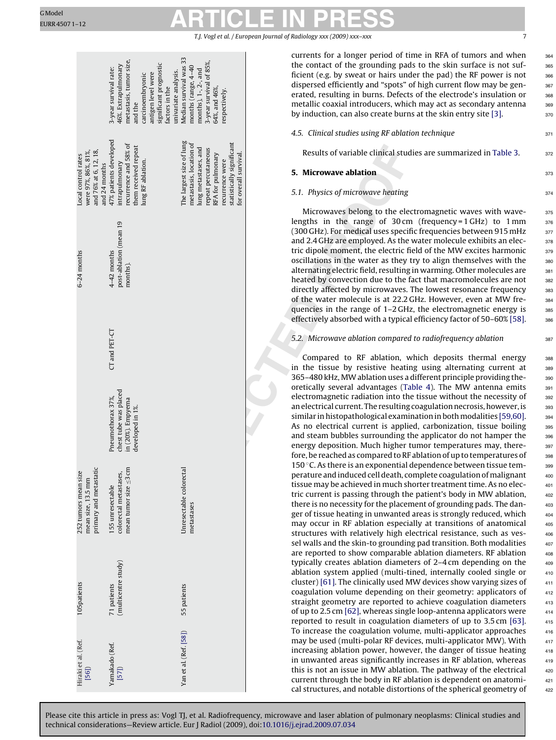| | | | | | | | |
|---|---|---|---|---|---|---|---|
| Hiraki et al. (Ref. [56]) | 105patients | 252 tumors mean size mean size, 13.5 mm primary and metastatic | | | 6–24 months | Local control rates were 97%, 86%, 81%, and 76% at 6, 12, 18, and 24 months | |
| Yamakado (Ref. [57]) | 71 patients (multicentre study) | 155 unresectable colorectal metastases, mean tumor size ≤3 cm | Pneumothorax 37%, chest tube was placed in (20%). Empyema developed in 1%. | CT and PET-CT | 4–42 months post-ablation (mean 19 months). | 47% patients developed intrapulmonary recurrence and 58% of them received repeat lung RF ablation. | 3-year survival rate: 46%. Extrapulmonary metastasis, tumor size, and the carcinoembryonic antigen level were significant prognostic factors in the univariate analysis. |
| Yan et al. (Ref. [58]) | 55 patients | Unresectable colorectal metastases | | | | The largest size of lung metastasis, location of lung metastases, and repeat percutaneous RFA for pulmonary recurrence were statistically significant for overall survival. | Median survival was 33 months (range, 4–40 months). 1-, 2-, and 3-year survival of 85%, 64%, and 46%, respectively. |

currents for a longer period of time in RFA of tumors and when the contact of the grounding pads to the skin surface is not sufficient (e.g. by sweat or hairs under the pad) the RF power is not dispersed efficiently and "spots" of high current flow may be generated, resulting in burns. Defects of the electrode's insulation or metallic coaxial introducers, which may act as secondary antenna by induction, can also create burns at the skin entry site [3].

### 4.5. Clinical studies using RF ablation technique

Results of variable clinical studies are summarized in Table 3.

## 5. Microwave ablation

### 5.1. Physics of microwave heating

Microwaves belong to the electromagnetic waves with wavelengths in the range of 30 cm (frequency = 1 GHz) to 1 mm (300 GHz). For medical uses specific frequencies between 915 mHz and 2.4 GHz are employed. As the water molecule exhibits an electric dipole moment, the electric field of the MW excites harmonic oscillations in the water as they try to align themselves with the alternating electric field, resulting in warming. Other molecules are heated by convection due to the fact that macromolecules are not directly affected by microwaves. The lowest resonance frequency of the water molecule is at 22.2 GHz. However, even at MW frequencies in the range of 1–2 GHz, the electromagnetic energy is effectively absorbed with a typical efficiency factor of 50–60% [58].

### 5.2. Microwave ablation compared to radiofrequency ablation

Compared to RF ablation, which deposits thermal energy in the tissue by resistive heating using alternating current at 365–480 kHz, MW ablation uses a different principle providing theoretically several advantages (Table 4). The MW antenna emits electromagnetic radiation into the tissue without the necessity of an electrical current. The resulting coagulation necrosis, however, is similar in histopathological examination in both modalities [59,60]. As no electrical current is applied, carbonization, tissue boiling and steam bubbles surrounding the applicator do not hamper the energy deposition. Much higher tumor temperatures may, therefore, be reached as compared to RF ablation of up to temperatures of 150 °C. As there is an exponential dependence between tissue temperature and induced cell death, complete coagulation of malignant tissue may be achieved in much shorter treatment time. As no electric current is passing through the patient's body in MW ablation, there is no necessity for the placement of grounding pads. The danger of tissue heating in unwanted areas is strongly reduced, which may occur in RF ablation especially at transitions of anatomical structures with relatively high electrical resistance, such as vessel walls and the skin-to grounding pad transition. Both modalities are reported to show comparable ablation diameters. RF ablation typically creates ablation diameters of 2–4 cm depending on the ablation system applied (multi-tined, internally cooled single or cluster) [61]. The clinically used MW devices show varying sizes of coagulation volume depending on their geometry: applicators of straight geometry are reported to achieve coagulation diameters of up to 2.5 cm [62], whereas single loop-antenna applicators were reported to result in coagulation diameters of up to 3.5 cm [63]. To increase the coagulation volume, multi-applicator approaches may be used (multi-polar RF devices, multi-applicator MW). With increasing ablation power, however, the danger of tissue heating in unwanted areas significantly increases in RF ablation, whereas this is not an issue in MW ablation. The pathway of the electrical current through the body in RF ablation is dependent on anatomical structures, and notable distortions of the spherical geometry of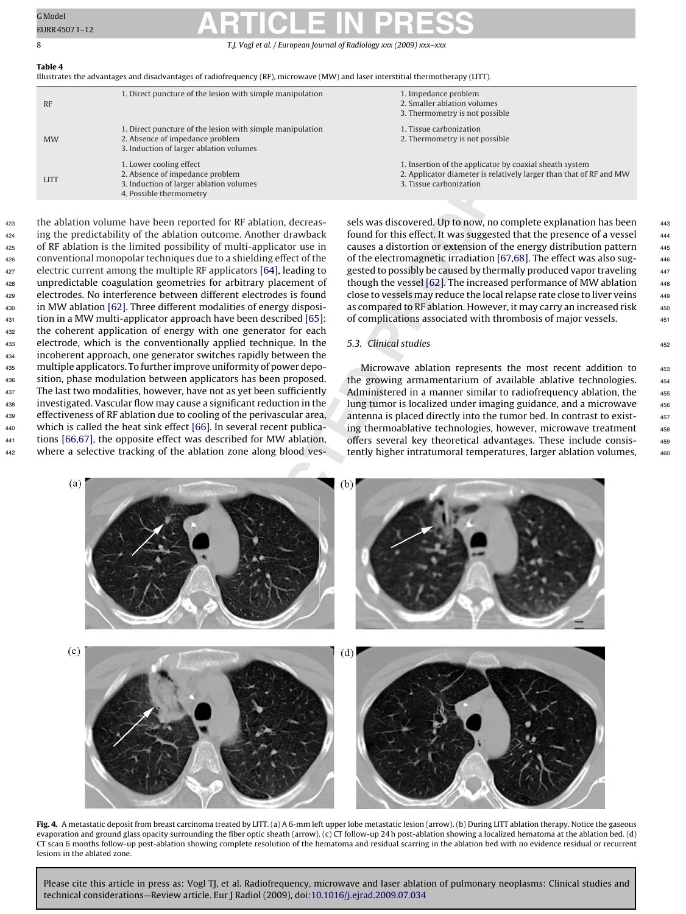**Table 4**
Illustrates the advantages and disadvantages of radiofrequency (RF), microwave (MW) and laser interstitial thermotherapy (LITT).

| | Advantages | Disadvantages |
|---|---|---|
| RF | 1. Direct puncture of the lesion with simple manipulation | 1. Impedance problem<br>2. Smaller ablation volumes<br>3. Thermometry is not possible |
| MW | 1. Direct puncture of the lesion with simple manipulation<br>2. Absence of impedance problem<br>3. Induction of larger ablation volumes | 1. Tissue carbonization<br>2. Thermometry is not possible |
| LITT | 1. Lower cooling effect<br>2. Absence of impedance problem<br>3. Induction of larger ablation volumes<br>4. Possible thermometry | 1. Insertion of the applicator by coaxial sheath system<br>2. Applicator diameter is relatively larger than that of RF and MW<br>3. Tissue carbonization |

the ablation volume have been reported for RF ablation, decreasing the predictability of the ablation outcome. Another drawback of RF ablation is the limited possibility of multi-applicator use in conventional monopolar techniques due to a shielding effect of the electric current among the multiple RF applicators [64], leading to unpredictable coagulation geometries for arbitrary placement of electrodes. No interference between different electrodes is found in MW ablation [62]. Three different modalities of energy disposition in a MW multi-applicator approach have been described [65]: the coherent application of energy with one generator for each electrode, which is the conventionally applied technique. In the incoherent approach, one generator switches rapidly between the multiple applicators. To further improve uniformity of power deposition, phase modulation between applicators has been proposed. The last two modalities, however, have not as yet been sufficiently investigated. Vascular flow may cause a significant reduction in the effectiveness of RF ablation due to cooling of the perivascular area, which is called the heat sink effect [66]. In several recent publications [66,67], the opposite effect was described for MW ablation, where a selective tracking of the ablation zone along blood vessels was discovered. Up to now, no complete explanation has been found for this effect. It was suggested that the presence of a vessel causes a distortion or extension of the energy distribution pattern of the electromagnetic irradiation [67,68]. The effect was also suggested to possibly be caused by thermally produced vapor traveling though the vessel [62]. The increased performance of MW ablation close to vessels may reduce the local relapse rate close to liver veins as compared to RF ablation. However, it may carry an increased risk of complications associated with thrombosis of major vessels.

### 5.3. Clinical studies

Microwave ablation represents the most recent addition to the growing armamentarium of available ablative technologies. Administered in a manner similar to radiofrequency ablation, the lung tumor is localized under imaging guidance, and a microwave antenna is placed directly into the tumor bed. In contrast to existing thermoablative technologies, however, microwave treatment offers several key theoretical advantages. These include consistently higher intratumoral temperatures, larger ablation volumes,

**Fig. 4.** A metastatic deposit from breast carcinoma treated by LITT. (a) A 6-mm left upper lobe metastatic lesion (arrow). (b) During LITT ablation therapy. Notice the gaseous evaporation and ground glass opacity surrounding the fiber optic sheath (arrow). (c) CT follow-up 24 h post-ablation showing a localized hematoma at the ablation bed. (d) CT scan 6 months follow-up post-ablation showing complete resolution of the hematoma and residual scarring in the ablation bed with no evidence residual or recurrent lesions in the ablated zone.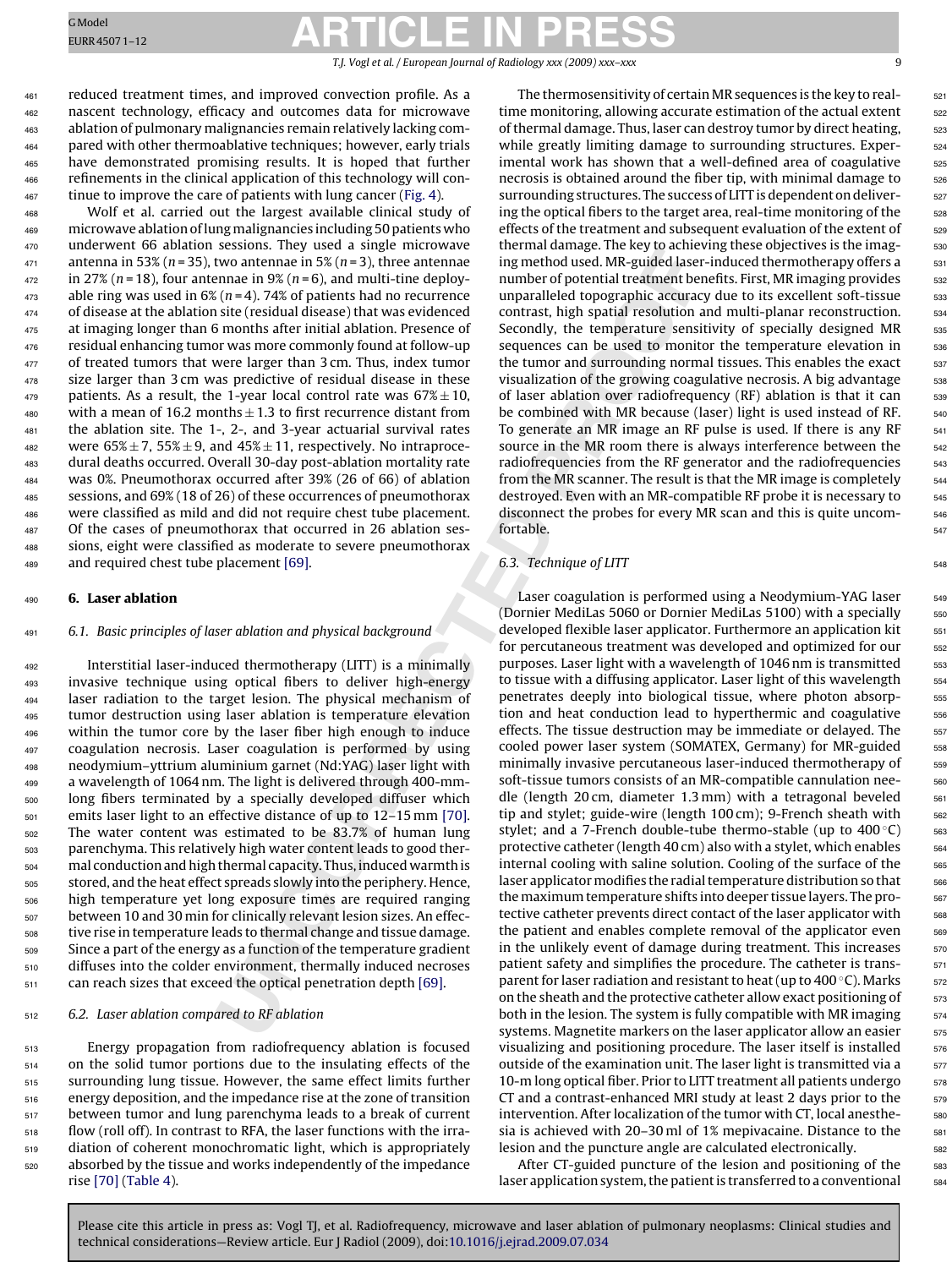reduced treatment times, and improved convection profile. As a nascent technology, efficacy and outcomes data for microwave ablation of pulmonary malignancies remain relatively lacking compared with other thermoablative techniques; however, early trials have demonstrated promising results. It is hoped that further refinements in the clinical application of this technology will continue to improve the care of patients with lung cancer (Fig. 4).

Wolf et al. carried out the largest available clinical study of microwave ablation of lung malignancies including 50 patients who underwent 66 ablation sessions. They used a single microwave antenna in 53% ($n = 35$), two antennae in 5% ($n = 3$), three antennae in 27% ($n = 18$), four antennae in 9% ($n = 6$), and multi-tine deployable ring was used in 6% ($n = 4$). 74% of patients had no recurrence of disease at the ablation site (residual disease) that was evidenced at imaging longer than 6 months after initial ablation. Presence of residual enhancing tumor was more commonly found at follow-up of treated tumors that were larger than 3 cm. Thus, index tumor size larger than 3 cm was predictive of residual disease in these patients. As a result, the 1-year local control rate was $67\% \pm 10$, with a mean of 16.2 months $\pm$ 1.3 to first recurrence distant from the ablation site. The 1-, 2-, and 3-year actuarial survival rates were $65\% \pm 7$, $55\% \pm 9$, and $45\% \pm 11$, respectively. No intraprocedural deaths occurred. Overall 30-day post-ablation mortality rate was 0%. Pneumothorax occurred after 39% (26 of 66) of ablation sessions, and 69% (18 of 26) of these occurrences of pneumothorax were classified as mild and did not require chest tube placement. Of the cases of pneumothorax that occurred in 26 ablation sessions, eight were classified as moderate to severe pneumothorax and required chest tube placement [69].

## 6. Laser ablation

### 6.1. Basic principles of laser ablation and physical background

Interstitial laser-induced thermotherapy (LITT) is a minimally invasive technique using optical fibers to deliver high-energy laser radiation to the target lesion. The physical mechanism of tumor destruction using laser ablation is temperature elevation within the tumor core by the laser fiber high enough to induce coagulation necrosis. Laser coagulation is performed by using neodymium–yttrium aluminium garnet (Nd:YAG) laser light with a wavelength of 1064 nm. The light is delivered through 400-mm-long fibers terminated by a specially developed diffuser which emits laser light to an effective distance of up to 12–15 mm [70]. The water content was estimated to be 83.7% of human lung parenchyma. This relatively high water content leads to good thermal conduction and high thermal capacity. Thus, induced warmth is stored, and the heat effect spreads slowly into the periphery. Hence, high temperature yet long exposure times are required ranging between 10 and 30 min for clinically relevant lesion sizes. An effective rise in temperature leads to thermal change and tissue damage. Since a part of the energy as a function of the temperature gradient diffuses into the colder environment, thermally induced necroses can reach sizes that exceed the optical penetration depth [69].

### 6.2. Laser ablation compared to RF ablation

Energy propagation from radiofrequency ablation is focused on the solid tumor portions due to the insulating effects of the surrounding lung tissue. However, the same effect limits further energy deposition, and the impedance rise at the zone of transition between tumor and lung parenchyma leads to a break of current flow (roll off). In contrast to RFA, the laser functions with the irradiation of coherent monochromatic light, which is appropriately absorbed by the tissue and works independently of the impedance rise [70] (Table 4).

The thermosensitivity of certain MR sequences is the key to real-time monitoring, allowing accurate estimation of the actual extent of thermal damage. Thus, laser can destroy tumor by direct heating, while greatly limiting damage to surrounding structures. Experimental work has shown that a well-defined area of coagulative necrosis is obtained around the fiber tip, with minimal damage to surrounding structures. The success of LITT is dependent on delivering the optical fibers to the target area, real-time monitoring of the effects of the treatment and subsequent evaluation of the extent of thermal damage. The key to achieving these objectives is the imaging method used. MR-guided laser-induced thermotherapy offers a number of potential treatment benefits. First, MR imaging provides unparalleled topographic accuracy due to its excellent soft-tissue contrast, high spatial resolution and multi-planar reconstruction. Secondly, the temperature sensitivity of specially designed MR sequences can be used to monitor the temperature elevation in the tumor and surrounding normal tissues. This enables the exact visualization of the growing coagulative necrosis. A big advantage of laser ablation over radiofrequency (RF) ablation is that it can be combined with MR because (laser) light is used instead of RF. To generate an MR image an RF pulse is used. If there is any RF source in the MR room there is always interference between the radiofrequencies from the RF generator and the radiofrequencies from the MR scanner. The result is that the MR image is completely destroyed. Even with an MR-compatible RF probe it is necessary to disconnect the probes for every MR scan and this is quite uncomfortable.

### 6.3. Technique of LITT

Laser coagulation is performed using a Neodymium-YAG laser (Dornier MediLas 5060 or Dornier MediLas 5100) with a specially developed flexible laser applicator. Furthermore an application kit for percutaneous treatment was developed and optimized for our purposes. Laser light with a wavelength of 1046 nm is transmitted to tissue with a diffusing applicator. Laser light of this wavelength penetrates deeply into biological tissue, where photon absorption and heat conduction lead to hyperthermic and coagulative effects. The tissue destruction may be immediate or delayed. The cooled power laser system (SOMATEX, Germany) for MR-guided minimally invasive percutaneous laser-induced thermotherapy of soft-tissue tumors consists of an MR-compatible cannulation needle (length 20 cm, diameter 1.3 mm) with a tetragonal beveled tip and stylet; guide-wire (length 100 cm); 9-French sheath with stylet; and a 7-French double-tube thermo-stable (up to 400 °C) protective catheter (length 40 cm) also with a stylet, which enables internal cooling with saline solution. Cooling of the surface of the laser applicator modifies the radial temperature distribution so that the maximum temperature shifts into deeper tissue layers. The protective catheter prevents direct contact of the laser applicator with the patient and enables complete removal of the applicator even in the unlikely event of damage during treatment. This increases patient safety and simplifies the procedure. The catheter is transparent for laser radiation and resistant to heat (up to 400 °C). Marks on the sheath and the protective catheter allow exact positioning of both in the lesion. The system is fully compatible with MR imaging systems. Magnetite markers on the laser applicator allow an easier visualizing and positioning procedure. The laser itself is installed outside of the examination unit. The laser light is transmitted via a 10-m long optical fiber. Prior to LITT treatment all patients undergo CT and a contrast-enhanced MRI study at least 2 days prior to the intervention. After localization of the tumor with CT, local anesthesia is achieved with 20–30 ml of 1% mepivacaine. Distance to the lesion and the puncture angle are calculated electronically.

After CT-guided puncture of the lesion and positioning of the laser application system, the patient is transferred to a conventional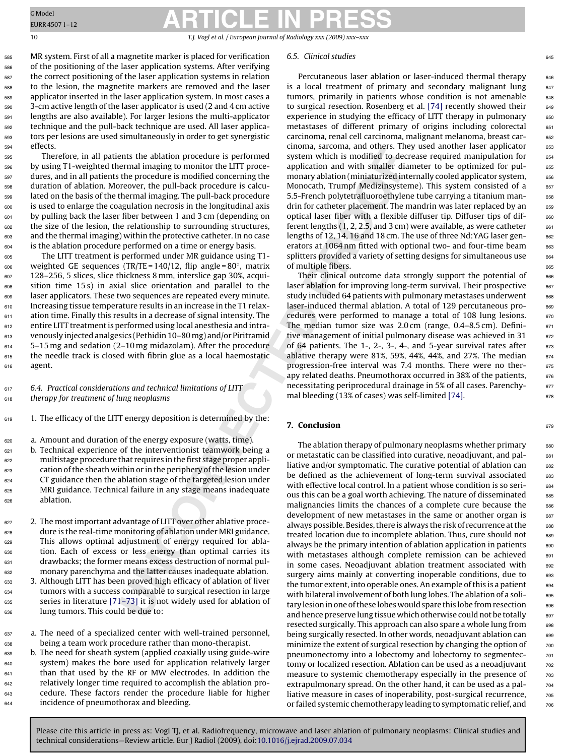MR system. First of all a magnetite marker is placed for verification of the positioning of the laser application systems. After verifying the correct positioning of the laser application systems in relation to the lesion, the magnetite markers are removed and the laser applicator inserted in the laser application system. In most cases a 3-cm active length of the laser applicator is used (2 and 4 cm active lengths are also available). For larger lesions the multi-applicator technique and the pull-back technique are used. All laser applicators per lesions are used simultaneously in order to get synergistic effects.

Therefore, in all patients the ablation procedure is performed by using T1-weighted thermal imaging to monitor the LITT procedures, and in all patients the procedure is modified concerning the duration of ablation. Moreover, the pull-back procedure is calculated on the basis of the thermal imaging. The pull-back procedure is used to enlarge the coagulation necrosis in the longitudinal axis by pulling back the laser fiber between 1 and 3 cm (depending on the size of the lesion, the relationship to surrounding structures, and the thermal imaging) within the protective catheter. In no case is the ablation procedure performed on a time or energy basis.

The LITT treatment is performed under MR guidance using T1-weighted GE sequences (TR/TE = 140/12, flip angle = 80°, matrix 128–256, 5 slices, slice thickness 8 mm, interslice gap 30%, acquisition time 15 s) in axial slice orientation and parallel to the laser applicators. These two sequences are repeated every minute. Increasing tissue temperature results in an increase in the T1 relaxation time. Finally this results in a decrease of signal intensity. The entire LITT treatment is performed using local anesthesia and intravenously injected analgesics (Pethidin 10–80 mg) and/or Piritramid 5–15 mg and sedation (2–10 mg midazolam). After the procedure the needle track is closed with fibrin glue as a local haemostatic agent.

### 6.4. Practical considerations and technical limitations of LITT therapy for treatment of lung neoplasms

1. The efficacy of the LITT energy deposition is determined by the:

   a. Amount and duration of the energy exposure (watts, time).
   b. Technical experience of the interventionist teamwork being a multistage procedure that requires in the first stage proper application of the sheath within or in the periphery of the lesion under CT guidance then the ablation stage of the targeted lesion under MRI guidance. Technical failure in any stage means inadequate ablation.

2. The most important advantage of LITT over other ablative procedure is the real-time monitoring of ablation under MRI guidance. This allows optimal adjustment of energy required for ablation. Each of excess or less energy than optimal carries its drawbacks; the former means excess destruction of normal pulmonary parenchyma and the latter causes inadequate ablation.
3. Although LITT has been proved high efficacy of ablation of liver tumors with a success comparable to surgical resection in large series in literature [71–73] it is not widely used for ablation of lung tumors. This could be due to:

   a. The need of a specialized center with well-trained personnel, being a team work procedure rather than mono-therapist.
   b. The need for sheath system (applied coaxially using guide-wire system) makes the bore used for application relatively larger than that used by the RF or MW electrodes. In addition the relatively longer time required to accomplish the ablation procedure. These factors render the procedure liable for higher incidence of pneumothorax and bleeding.

### 6.5. Clinical studies

Percutaneous laser ablation or laser-induced thermal therapy is a local treatment of primary and secondary malignant lung tumors, primarily in patients whose condition is not amenable to surgical resection. Rosenberg et al. [74] recently showed their experience in studying the efficacy of LITT therapy in pulmonary metastases of different primary of origins including colorectal carcinoma, renal cell carcinoma, malignant melanoma, breast carcinoma, sarcoma, and others. They used another laser applicator system which is modified to decrease required manipulation for application and with smaller diameter to be optimized for pulmonary ablation (miniaturized internally cooled applicator system, Monocath, Trumpf Medizinsysteme). This system consisted of a 5.5-French polytetrafluoroethylene tube carrying a titanium mandrin for catheter placement. The mandrin was later replaced by an optical laser fiber with a flexible diffuser tip. Diffuser tips of different lengths (1, 2, 2.5, and 3 cm) were available, as were catheter lengths of 12, 14, 16 and 18 cm. The use of three Nd:YAG laser generators at 1064 nm fitted with optional two- and four-time beam splitters provided a variety of setting designs for simultaneous use of multiple fibers.

Their clinical outcome data strongly support the potential of laser ablation for improving long-term survival. Their prospective study included 64 patients with pulmonary metastases underwent laser-induced thermal ablation. A total of 129 percutaneous procedures were performed to manage a total of 108 lung lesions. The median tumor size was 2.0 cm (range, 0.4–8.5 cm). Definitive management of initial pulmonary disease was achieved in 31 of 64 patients. The 1-, 2-, 3-, 4-, and 5-year survival rates after ablative therapy were 81%, 59%, 44%, 44%, and 27%. The median progression-free interval was 7.4 months. There were no therapy related deaths. Pneumothorax occurred in 38% of the patients, necessitating periprocedural drainage in 5% of all cases. Parenchymal bleeding (13% of cases) was self-limited [74].

## 7. Conclusion

The ablation therapy of pulmonary neoplasms whether primary or metastatic can be classified into curative, neoadjuvant, and palliative and/or symptomatic. The curative potential of ablation can be defined as the achievement of long-term survival associated with effective local control. In a patient whose condition is so serious this can be a goal worth achieving. The nature of disseminated malignancies limits the chances of a complete cure because the development of new metastases in the same or another organ is always possible. Besides, there is always the risk of recurrence at the treated location due to incomplete ablation. Thus, cure should not always be the primary intention of ablation application in patients with metastases although complete remission can be achieved in some cases. Neoadjuvant ablation treatment associated with surgery aims mainly at converting inoperable conditions, due to the tumor extent, into operable ones. An example of this is a patient with bilateral involvement of both lung lobes. The ablation of a solitary lesion in one of these lobes would spare this lobe from resection and hence preserve lung tissue which otherwise could not be totally resected surgically. This approach can also spare a whole lung from being surgically resected. In other words, neoadjuvant ablation can minimize the extent of surgical resection by changing the option of pneumonectomy into a lobectomy and lobectomy to segmentectomy or localized resection. Ablation can be used as a neoadjuvant measure to systemic chemotherapy especially in the presence of extrapulmonary spread. On the other hand, it can be used as a palliative measure in cases of inoperability, post-surgical recurrence, or failed systemic chemotherapy leading to symptomatic relief, and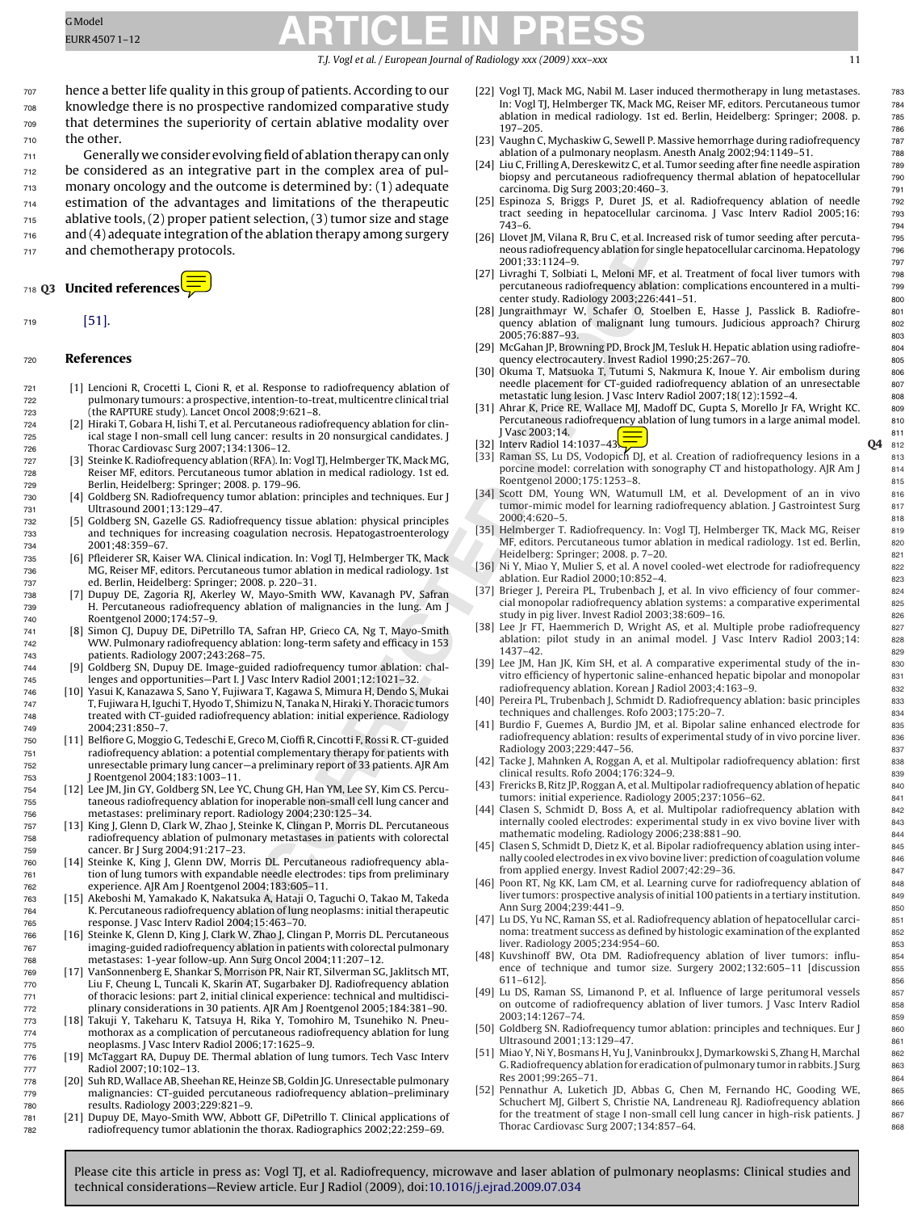hence a better life quality in this group of patients. According to our knowledge there is no prospective randomized comparative study that determines the superiority of certain ablative modality over the other.

Generally we consider evolving field of ablation therapy can only be considered as an integrative part in the complex area of pulmonary oncology and the outcome is determined by: (1) adequate estimation of the advantages and limitations of the therapeutic ablative tools, (2) proper patient selection, (3) tumor size and stage and (4) adequate integration of the ablation therapy among surgery and chemotherapy protocols.

## Q3 Uncited references

[51].

## References

[1] Lencioni R, Crocetti L, Cioni R, et al. Response to radiofrequency ablation of pulmonary tumours: a prospective, intention-to-treat, multicentre clinical trial (the RAPTURE study). Lancet Oncol 2008;9:621–8.

[2] Hiraki T, Gobara H, Iishi T, et al. Percutaneous radiofrequency ablation for clinical stage I non-small cell lung cancer: results in 20 nonsurgical candidates. J Thorac Cardiovasc Surg 2007;134:1306–12.

[3] Steinke K. Radiofrequency ablation (RFA). In: Vogl TJ, Helmberger TK, Mack MG, Reiser MF, editors. Percutaneous tumor ablation in medical radiology. 1st ed. Berlin, Heidelberg: Springer; 2008. p. 179–96.

[4] Goldberg SN. Radiofrequency tumor ablation: principles and techniques. Eur J Ultrasound 2001;13:129–47.

[5] Goldberg SN, Gazelle GS. Radiofrequency tissue ablation: physical principles and techniques for increasing coagulation necrosis. Hepatogastroenterology 2001;48:359–67.

[6] Pfleiderer SR, Kaiser WA. Clinical indication. In: Vogl TJ, Helmberger TK, Mack MG, Reiser MF, editors. Percutaneous tumor ablation in medical radiology. 1st ed. Berlin, Heidelberg: Springer; 2008. p. 220–31.

[7] Dupuy DE, Zagoria RJ, Akerley W, Mayo-Smith WW, Kavanagh PV, Safran H. Percutaneous radiofrequency ablation of malignancies in the lung. Am J Roentgenol 2000;174:57–9.

[8] Simon CJ, Dupuy DE, DiPetrillo TA, Safran HP, Grieco CA, Ng T, Mayo-Smith WW. Pulmonary radiofrequency ablation: long-term safety and efficacy in 153 patients. Radiology 2007;243:268–75.

[9] Goldberg SN, Dupuy DE. Image-guided radiofrequency tumor ablation: challenges and opportunities—Part I. J Vasc Interv Radiol 2001;12:1021–32.

[10] Yasui K, Kanazawa S, Sano Y, Fujiwara T, Kagawa S, Mimura H, Dendo S, Mukai T, Fujiwara H, Iguchi T, Hyodo T, Shimizu N, Tanaka N, Hiraki Y. Thoracic tumors treated with CT-guided radiofrequency ablation: initial experience. Radiology 2004;231:850–7.

[11] Belfiore G, Moggio G, Tedeschi E, Greco M, Cioffi R, Cincotti F, Rossi R. CT-guided radiofrequency ablation: a potential complementary therapy for patients with unresectable primary lung cancer—a preliminary report of 33 patients. AJR Am J Roentgenol 2004;183:1003–11.

[12] Lee JM, Jin GY, Goldberg SN, Lee YC, Chung GH, Han YM, Lee SY, Kim CS. Percutaneous radiofrequency ablation for inoperable non-small cell lung cancer and metastases: preliminary report. Radiology 2004;230:125–34.

[13] King J, Glenn D, Clark W, Zhao J, Steinke K, Clingan P, Morris DL. Percutaneous radiofrequency ablation of pulmonary metastases in patients with colorectal cancer. Br J Surg 2004;91:217–23.

[14] Steinke K, King J, Glenn DW, Morris DL. Percutaneous radiofrequency ablation of lung tumors with expandable needle electrodes: tips from preliminary experience. AJR Am J Roentgenol 2004;183:605–11.

[15] Akeboshi M, Yamakado K, Nakatsuka A, Hataji O, Taguchi O, Takao M, Takeda K. Percutaneous radiofrequency ablation of lung neoplasms: initial therapeutic response. J Vasc Interv Radiol 2004;15:463–70.

[16] Steinke K, Glenn D, King J, Clark W, Zhao J, Clingan P, Morris DL. Percutaneous imaging-guided radiofrequency ablation in patients with colorectal pulmonary metastases: 1-year follow-up. Ann Surg Oncol 2004;11:207–12.

[17] VanSonnenberg E, Shankar S, Morrison PR, Nair RT, Silverman SG, Jaklitsch MT, Liu F, Cheung L, Tuncali K, Skarin AT, Sugarbaker DJ. Radiofrequency ablation of thoracic lesions: part 2, initial clinical experience: technical and multidisciplinary considerations in 30 patients. AJR Am J Roentgenol 2005;184:381–90.

[18] Takuji Y, Takeharu K, Tatsuya H, Rika Y, Tomohiro M, Tsunehiko N. Pneumothorax as a complication of percutaneous radiofrequency ablation for lung neoplasms. J Vasc Interv Radiol 2006;17:1625–9.

[19] McTaggart RA, Dupuy DE. Thermal ablation of lung tumors. Tech Vasc Interv Radiol 2007;10:102–13.

[20] Suh RD, Wallace AB, Sheehan RE, Heinze SB, Goldin JG. Unresectable pulmonary malignancies: CT-guided percutaneous radiofrequency ablation–preliminary results. Radiology 2003;229:821–9.

[21] Dupuy DE, Mayo-Smith WW, Abbott GF, DiPetrillo T. Clinical applications of radiofrequency tumor ablationin the thorax. Radiographics 2002;22:259–69.

[22] Vogl TJ, Mack MG, Nabil M. Laser induced thermotherapy in lung metastases. In: Vogl TJ, Helmberger TK, Mack MG, Reiser MF, editors. Percutaneous tumor ablation in medical radiology. 1st ed. Berlin, Heidelberg: Springer; 2008. p. 197–205.

[23] Vaughn C, Mychaskiw G, Sewell P. Massive hemorrhage during radiofrequency ablation of a pulmonary neoplasm. Anesth Analg 2002;94:1149–51.

[24] Liu C, Frilling A, Dereskewitz C, et al. Tumor seeding after fine needle aspiration biopsy and percutaneous radiofrequency thermal ablation of hepatocellular carcinoma. Dig Surg 2003;20:460–3.

[25] Espinoza S, Briggs P, Duret JS, et al. Radiofrequency ablation of needle tract seeding in hepatocellular carcinoma. J Vasc Interv Radiol 2005;16:743–6.

[26] Llovet JM, Vilana R, Bru C, et al. Increased risk of tumor seeding after percutaneous radiofrequency ablation for single hepatocellular carcinoma. Hepatology 2001;33:1124–9.

[27] Livraghi T, Solbiati L, Meloni MF, et al. Treatment of focal liver tumors with percutaneous radiofrequency ablation: complications encountered in a multicenter study. Radiology 2003;226:441–51.

[28] Jungraithmayr W, Schafer O, Stoelben E, Hasse J, Passlick B. Radiofrequency ablation of malignant lung tumours. Judicious approach? Chirurg 2005;76:887–93.

[29] McGahan JP, Browning PD, Brock JM, Tesluk H. Hepatic ablation using radiofrequency electrocautery. Invest Radiol 1990;25:267–70.

[30] Okuma T, Matsuoka T, Tutumi S, Nakmura K, Inoue Y. Air embolism during needle placement for CT-guided radiofrequency ablation of an unresectable metastatic lung lesion. J Vasc Interv Radiol 2007;18(12):1592–4.

[31] Ahrar K, Price RE, Wallace MJ, Madoff DC, Gupta S, Morello Jr FA, Wright KC. Percutaneous radiofrequency ablation of lung tumors in a large animal model. J Vasc 2003;14.

[32] Interv Radiol 14:1037–43. Q4

[33] Raman SS, Lu DS, Vodopich DJ, et al. Creation of radiofrequency lesions in a porcine model: correlation with sonography CT and histopathology. AJR Am J Roentgenol 2000;175:1253–8.

[34] Scott DM, Young WN, Watumull LM, et al. Development of an in vivo tumor-mimic model for learning radiofrequency ablation. J Gastrointest Surg 2000;4:620–5.

[35] Helmberger T. Radiofrequency. In: Vogl TJ, Helmberger TK, Mack MG, Reiser MF, editors. Percutaneous tumor ablation in medical radiology. 1st ed. Berlin, Heidelberg: Springer; 2008. p. 7–20.

[36] Ni Y, Miao Y, Mulier S, et al. A novel cooled-wet electrode for radiofrequency ablation. Eur Radiol 2000;10:852–4.

[37] Brieger J, Pereira PL, Trubenbach J, et al. In vivo efficiency of four commercial monopolar radiofrequency ablation systems: a comparative experimental study in pig liver. Invest Radiol 2003;38:609–16.

[38] Lee Jr FT, Haemmerich D, Wright AS, et al. Multiple probe radiofrequency ablation: pilot study in an animal model. J Vasc Interv Radiol 2003;14:1437–42.

[39] Lee JM, Han JK, Kim SH, et al. A comparative experimental study of the in-vitro efficiency of hypertonic saline-enhanced hepatic bipolar and monopolar radiofrequency ablation. Korean J Radiol 2003;4:163–9.

[40] Pereira PL, Trubenbach J, Schmidt D. Radiofrequency ablation: basic principles techniques and challenges. Rofo 2003;175:20–7.

[41] Burdio F, Guemes A, Burdio JM, et al. Bipolar saline enhanced electrode for radiofrequency ablation: results of experimental study of in vivo porcine liver. Radiology 2003;229:447–56.

[42] Tacke J, Mahnken A, Roggan A, et al. Multipolar radiofrequency ablation: first clinical results. Rofo 2004;176:324–9.

[43] Frericks B, Ritz JP, Roggan A, et al. Multipolar radiofrequency ablation of hepatic tumors: initial experience. Radiology 2005;237:1056–62.

[44] Clasen S, Schmidt D, Boss A, et al. Multipolar radiofrequency ablation with internally cooled electrodes: experimental study in ex vivo bovine liver with mathematic modeling. Radiology 2006;238:881–90.

[45] Clasen S, Schmidt D, Dietz K, et al. Bipolar radiofrequency ablation using internally cooled electrodes in ex vivo bovine liver: prediction of coagulation volume from applied energy. Invest Radiol 2007;42:29–36.

[46] Poon RT, Ng KK, Lam CM, et al. Learning curve for radiofrequency ablation of liver tumors: prospective analysis of initial 100 patients in a tertiary institution. Ann Surg 2004;239:441–9.

[47] Lu DS, Yu NC, Raman SS, et al. Radiofrequency ablation of hepatocellular carcinoma: treatment success as defined by histologic examination of the explanted liver. Radiology 2005;234:954–60.

[48] Kuvshinoff BW, Ota DM. Radiofrequency ablation of liver tumors: influence of technique and tumor size. Surgery 2002;132:605–11 [discussion 611–612].

[49] Lu DS, Raman SS, Limanond P, et al. Influence of large peritumoral vessels on outcome of radiofrequency ablation of liver tumors. J Vasc Interv Radiol 2003;14:1267–74.

[50] Goldberg SN. Radiofrequency tumor ablation: principles and techniques. Eur J Ultrasound 2001;13:129–47.

[51] Miao Y, Ni Y, Bosmans H, Yu J, Vaninbroukx J, Dymarkowski S, Zhang H, Marchal G. Radiofrequency ablation for eradication of pulmonary tumor in rabbits. J Surg Res 2001;99:265–71.

[52] Pennathur A, Luketich JD, Abbas G, Chen M, Fernando HC, Gooding WE, Schuchert MJ, Gilbert S, Christie NA, Landreneau RJ. Radiofrequency ablation for the treatment of stage I non-small cell lung cancer in high-risk patients. J Thorac Cardiovasc Surg 2007;134:857–64.

Please cite this article in press as: Vogl TJ, et al. Radiofrequency, microwave and laser ablation of pulmonary neoplasms: Clinical studies and technical considerations—Review article. Eur J Radiol (2009), doi:10.1016/j.ejrad.2009.07.034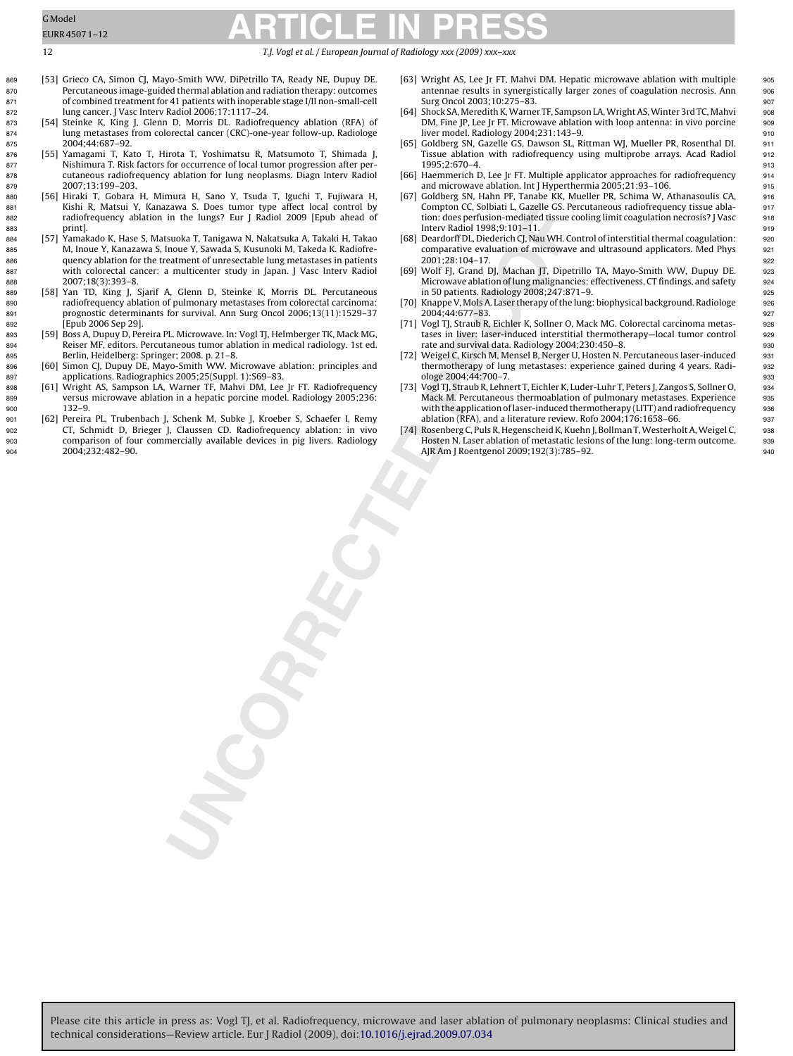[53] Grieco CA, Simon CJ, Mayo-Smith WW, DiPetrillo TA, Ready NE, Dupuy DE. Percutaneous image-guided thermal ablation and radiation therapy: outcomes of combined treatment for 41 patients with inoperable stage I/II non-small-cell lung cancer. J Vasc Interv Radiol 2006;17:1117–24.

[54] Steinke K, King J, Glenn D, Morris DL. Radiofrequency ablation (RFA) of lung metastases from colorectal cancer (CRC)-one-year follow-up. Radiologe 2004;44:687–92.

[55] Yamagami T, Kato T, Hirota T, Yoshimatsu R, Matsumoto T, Shimada J, Nishimura T. Risk factors for occurrence of local tumor progression after percutaneous radiofrequency ablation for lung neoplasms. Diagn Interv Radiol 2007;13:199–203.

[56] Hiraki T, Gobara H, Mimura H, Sano Y, Tsuda T, Iguchi T, Fujiwara H, Kishi R, Matsui Y, Kanazawa S. Does tumor type affect local control by radiofrequency ablation in the lungs? Eur J Radiol 2009 [Epub ahead of print].

[57] Yamakado K, Hase S, Matsuoka T, Tanigawa N, Nakatsuka A, Takaki H, Takao M, Inoue Y, Kanazawa S, Inoue Y, Sawada S, Kusunoki M, Takeda K. Radiofrequency ablation for the treatment of unresectable lung metastases in patients with colorectal cancer: a multicenter study in Japan. J Vasc Interv Radiol 2007;18(3):393–8.

[58] Yan TD, King J, Sjarif A, Glenn D, Steinke K, Morris DL. Percutaneous radiofrequency ablation of pulmonary metastases from colorectal carcinoma: prognostic determinants for survival. Ann Surg Oncol 2006;13(11):1529–37 [Epub 2006 Sep 29].

[59] Boss A, Dupuy D, Pereira PL. Microwave. In: Vogl TJ, Helmberger TK, Mack MG, Reiser MF, editors. Percutaneous tumor ablation in medical radiology. 1st ed. Berlin, Heidelberg: Springer; 2008. p. 21–8.

[60] Simon CJ, Dupuy DE, Mayo-Smith WW. Microwave ablation: principles and applications. Radiographics 2005;25(Suppl. 1):S69–83.

[61] Wright AS, Sampson LA, Warner TF, Mahvi DM, Lee Jr FT. Radiofrequency versus microwave ablation in a hepatic porcine model. Radiology 2005;236:132–9.

[62] Pereira PL, Trubenbach J, Schenk M, Subke J, Kroeber S, Schaefer I, Remy CT, Schmidt D, Brieger J, Claussen CD. Radiofrequency ablation: in vivo comparison of four commercially available devices in pig livers. Radiology 2004;232:482–90.

[63] Wright AS, Lee Jr FT, Mahvi DM. Hepatic microwave ablation with multiple antennae results in synergistically larger zones of coagulation necrosis. Ann Surg Oncol 2003;10:275–83.

[64] Shock SA, Meredith K, Warner TF, Sampson LA, Wright AS, Winter 3rd TC, Mahvi DM, Fine JP, Lee Jr FT. Microwave ablation with loop antenna: in vivo porcine liver model. Radiology 2004;231:143–9.

[65] Goldberg SN, Gazelle GS, Dawson SL, Rittman WJ, Mueller PR, Rosenthal DI. Tissue ablation with radiofrequency using multiprobe arrays. Acad Radiol 1995;2:670–4.

[66] Haemmerich D, Lee Jr FT. Multiple applicator approaches for radiofrequency and microwave ablation. Int J Hyperthermia 2005;21:93–106.

[67] Goldberg SN, Hahn PF, Tanabe KK, Mueller PR, Schima W, Athanasoulis CA, Compton CC, Solbiati L, Gazelle GS. Percutaneous radiofrequency tissue ablation: does perfusion-mediated tissue cooling limit coagulation necrosis? J Vasc Interv Radiol 1998;9:101–11.

[68] Deardorff DL, Diederich CJ, Nau WH. Control of interstitial thermal coagulation: comparative evaluation of microwave and ultrasound applicators. Med Phys 2001;28:104–17.

[69] Wolf FJ, Grand DJ, Machan JT, Dipetrillo TA, Mayo-Smith WW, Dupuy DE. Microwave ablation of lung malignancies: effectiveness, CT findings, and safety in 50 patients. Radiology 2008;247:871–9.

[70] Knappe V, Mols A. Laser therapy of the lung: biophysical background. Radiologe 2004;44:677–83.

[71] Vogl TJ, Straub R, Eichler K, Sollner O, Mack MG. Colorectal carcinoma metastases in liver: laser-induced interstitial thermotherapy—local tumor control rate and survival data. Radiology 2004;230:450–8.

[72] Weigel C, Kirsch M, Mensel B, Nerger U, Hosten N. Percutaneous laser-induced thermotherapy of lung metastases: experience gained during 4 years. Radiologe 2004;44:700–7.

[73] Vogl TJ, Straub R, Lehnert T, Eichler K, Luder-Luhr T, Peters J, Zangos S, Sollner O, Mack M. Percutaneous thermoablation of pulmonary metastases. Experience with the application of laser-induced thermotherapy (LITT) and radiofrequency ablation (RFA), and a literature review. Rofo 2004;176:1658–66.

[74] Rosenberg C, Puls R, Hegenscheid K, Kuehn J, Bollman T, Westerholt A, Weigel C, Hosten N. Laser ablation of metastatic lesions of the lung: long-term outcome. AJR Am J Roentgenol 2009;192(3):785–92.

Please cite this article in press as: Vogl TJ, et al. Radiofrequency, microwave and laser ablation of pulmonary neoplasms: Clinical studies and technical considerations—Review article. Eur J Radiol (2009), doi:10.1016/j.ejrad.2009.07.034